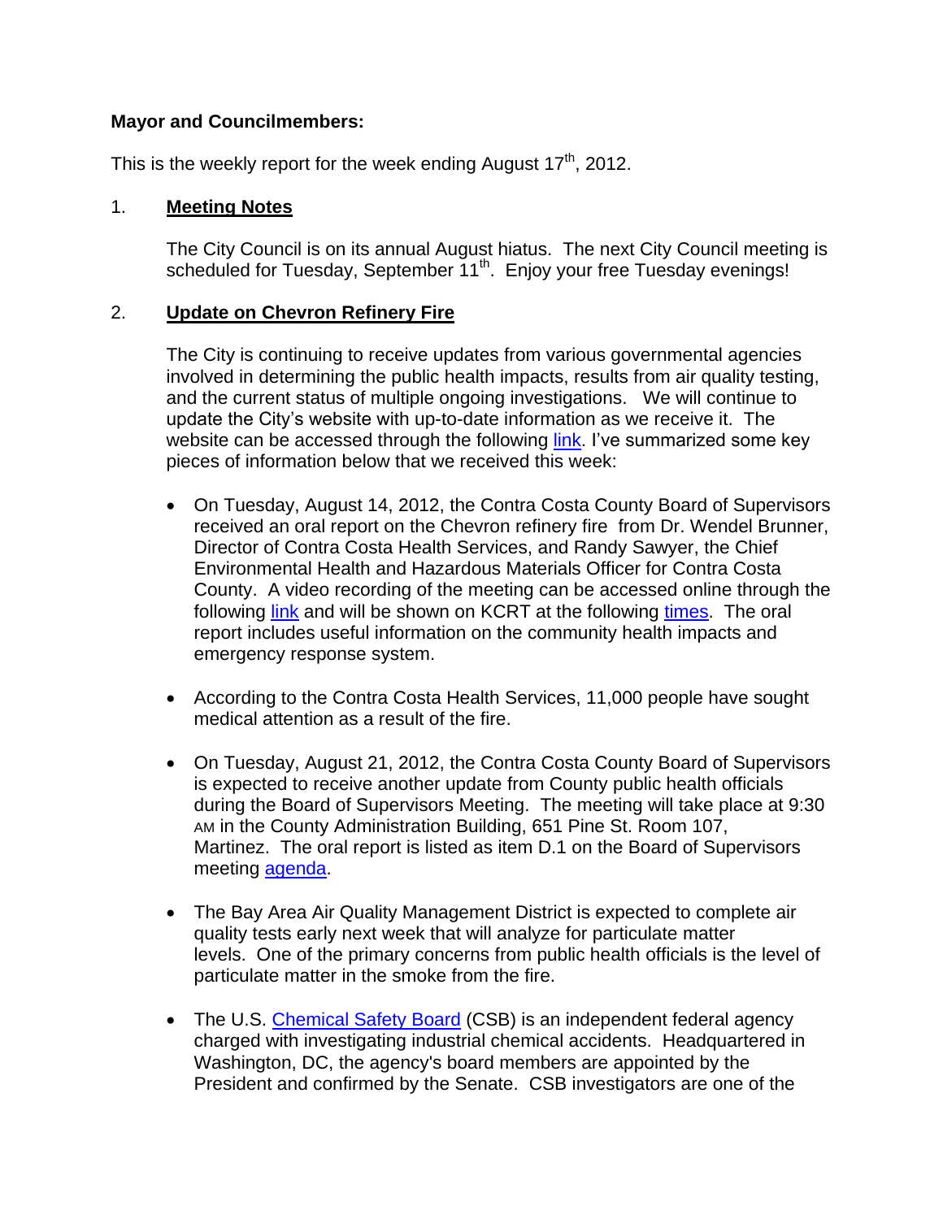**Mayor and Councilmembers:**

This is the weekly report for the week ending August 17th, 2012.

1. **Meeting Notes**

   The City Council is on its annual August hiatus. The next City Council meeting is scheduled for Tuesday, September 11th. Enjoy your free Tuesday evenings!

2. **Update on Chevron Refinery Fire**

   The City is continuing to receive updates from various governmental agencies involved in determining the public health impacts, results from air quality testing, and the current status of multiple ongoing investigations. We will continue to update the City's website with up-to-date information as we receive it. The website can be accessed through the following link. I've summarized some key pieces of information below that we received this week:

   - On Tuesday, August 14, 2012, the Contra Costa County Board of Supervisors received an oral report on the Chevron refinery fire from Dr. Wendel Brunner, Director of Contra Costa Health Services, and Randy Sawyer, the Chief Environmental Health and Hazardous Materials Officer for Contra Costa County. A video recording of the meeting can be accessed online through the following link and will be shown on KCRT at the following times. The oral report includes useful information on the community health impacts and emergency response system.

   - According to the Contra Costa Health Services, 11,000 people have sought medical attention as a result of the fire.

   - On Tuesday, August 21, 2012, the Contra Costa County Board of Supervisors is expected to receive another update from County public health officials during the Board of Supervisors Meeting. The meeting will take place at 9:30 AM in the County Administration Building, 651 Pine St. Room 107, Martinez. The oral report is listed as item D.1 on the Board of Supervisors meeting agenda.

   - The Bay Area Air Quality Management District is expected to complete air quality tests early next week that will analyze for particulate matter levels. One of the primary concerns from public health officials is the level of particulate matter in the smoke from the fire.

   - The U.S. Chemical Safety Board (CSB) is an independent federal agency charged with investigating industrial chemical accidents. Headquartered in Washington, DC, the agency's board members are appointed by the President and confirmed by the Senate. CSB investigators are one of the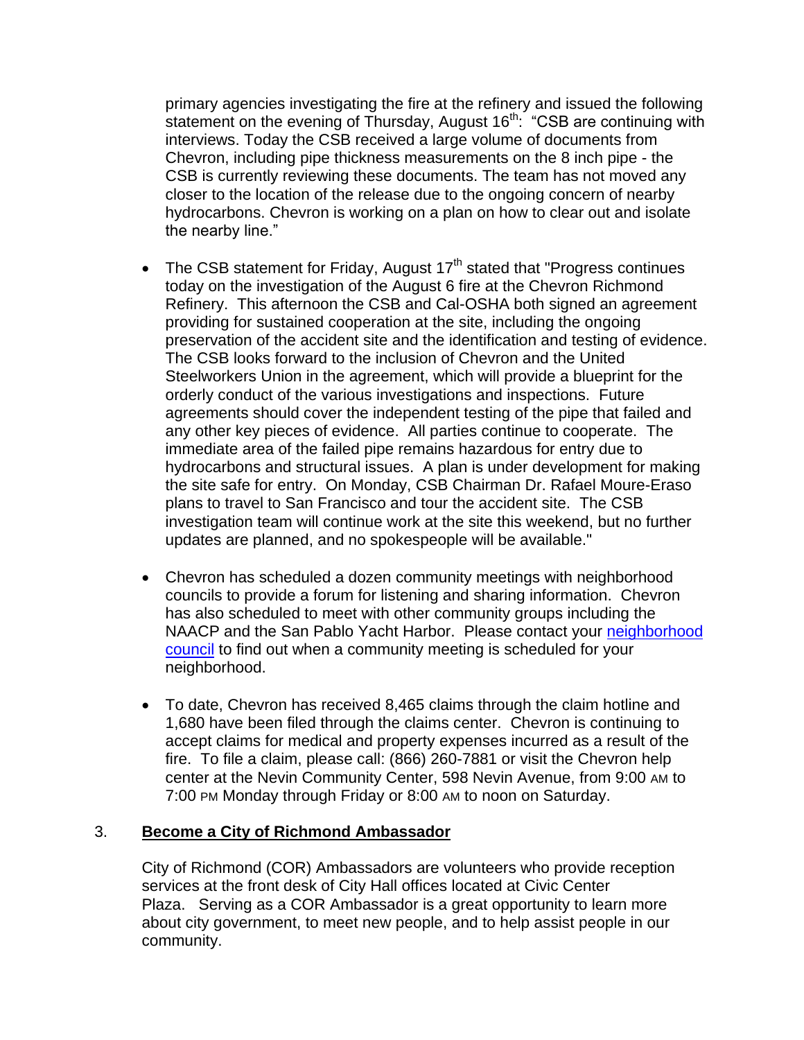primary agencies investigating the fire at the refinery and issued the following statement on the evening of Thursday, August 16th: "CSB are continuing with interviews. Today the CSB received a large volume of documents from Chevron, including pipe thickness measurements on the 8 inch pipe - the CSB is currently reviewing these documents. The team has not moved any closer to the location of the release due to the ongoing concern of nearby hydrocarbons. Chevron is working on a plan on how to clear out and isolate the nearby line."

- The CSB statement for Friday, August 17th stated that "Progress continues today on the investigation of the August 6 fire at the Chevron Richmond Refinery. This afternoon the CSB and Cal-OSHA both signed an agreement providing for sustained cooperation at the site, including the ongoing preservation of the accident site and the identification and testing of evidence. The CSB looks forward to the inclusion of Chevron and the United Steelworkers Union in the agreement, which will provide a blueprint for the orderly conduct of the various investigations and inspections. Future agreements should cover the independent testing of the pipe that failed and any other key pieces of evidence. All parties continue to cooperate. The immediate area of the failed pipe remains hazardous for entry due to hydrocarbons and structural issues. A plan is under development for making the site safe for entry. On Monday, CSB Chairman Dr. Rafael Moure-Eraso plans to travel to San Francisco and tour the accident site. The CSB investigation team will continue work at the site this weekend, but no further updates are planned, and no spokespeople will be available."

- Chevron has scheduled a dozen community meetings with neighborhood councils to provide a forum for listening and sharing information. Chevron has also scheduled to meet with other community groups including the NAACP and the San Pablo Yacht Harbor. Please contact your neighborhood council to find out when a community meeting is scheduled for your neighborhood.

- To date, Chevron has received 8,465 claims through the claim hotline and 1,680 have been filed through the claims center. Chevron is continuing to accept claims for medical and property expenses incurred as a result of the fire. To file a claim, please call: (866) 260-7881 or visit the Chevron help center at the Nevin Community Center, 598 Nevin Avenue, from 9:00 AM to 7:00 PM Monday through Friday or 8:00 AM to noon on Saturday.

## 3. Become a City of Richmond Ambassador

City of Richmond (COR) Ambassadors are volunteers who provide reception services at the front desk of City Hall offices located at Civic Center Plaza. Serving as a COR Ambassador is a great opportunity to learn more about city government, to meet new people, and to help assist people in our community.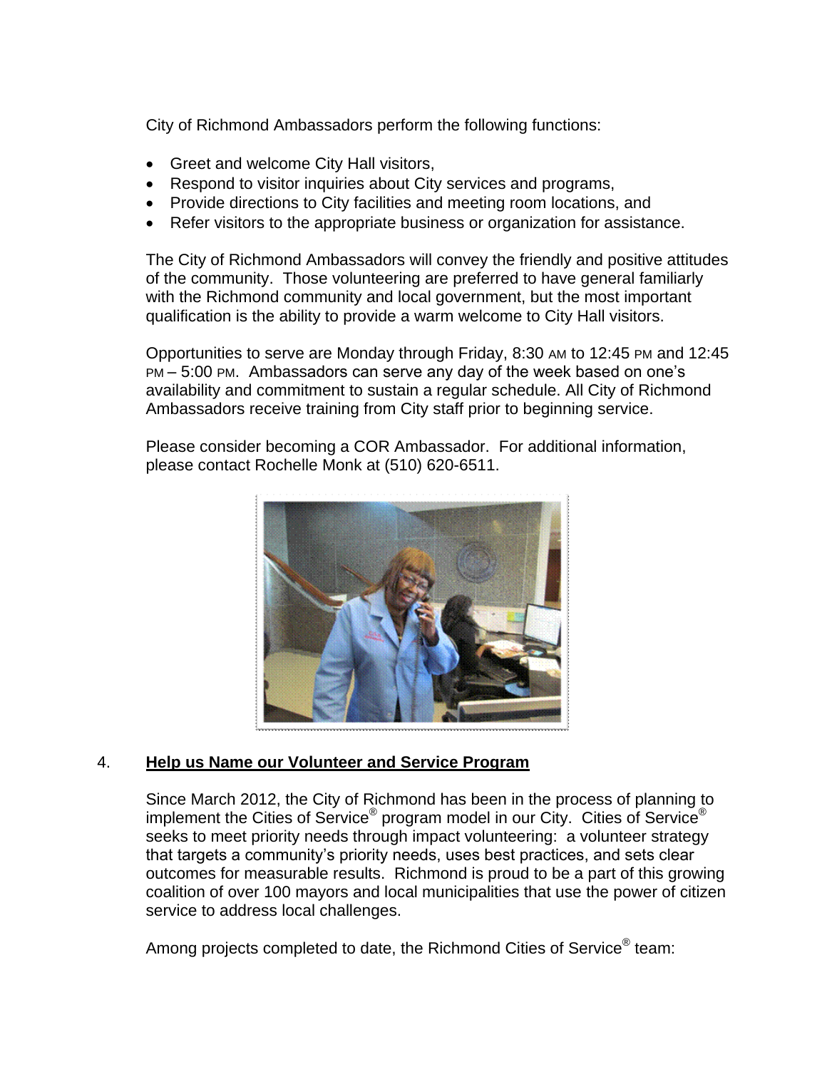City of Richmond Ambassadors perform the following functions:

- Greet and welcome City Hall visitors,
- Respond to visitor inquiries about City services and programs,
- Provide directions to City facilities and meeting room locations, and
- Refer visitors to the appropriate business or organization for assistance.

The City of Richmond Ambassadors will convey the friendly and positive attitudes of the community. Those volunteering are preferred to have general familiarly with the Richmond community and local government, but the most important qualification is the ability to provide a warm welcome to City Hall visitors.

Opportunities to serve are Monday through Friday, 8:30 AM to 12:45 PM and 12:45 PM – 5:00 PM. Ambassadors can serve any day of the week based on one's availability and commitment to sustain a regular schedule. All City of Richmond Ambassadors receive training from City staff prior to beginning service.

Please consider becoming a COR Ambassador. For additional information, please contact Rochelle Monk at (510) 620-6511.

4. **Help us Name our Volunteer and Service Program**

Since March 2012, the City of Richmond has been in the process of planning to implement the Cities of Service® program model in our City. Cities of Service® seeks to meet priority needs through impact volunteering: a volunteer strategy that targets a community's priority needs, uses best practices, and sets clear outcomes for measurable results. Richmond is proud to be a part of this growing coalition of over 100 mayors and local municipalities that use the power of citizen service to address local challenges.

Among projects completed to date, the Richmond Cities of Service® team: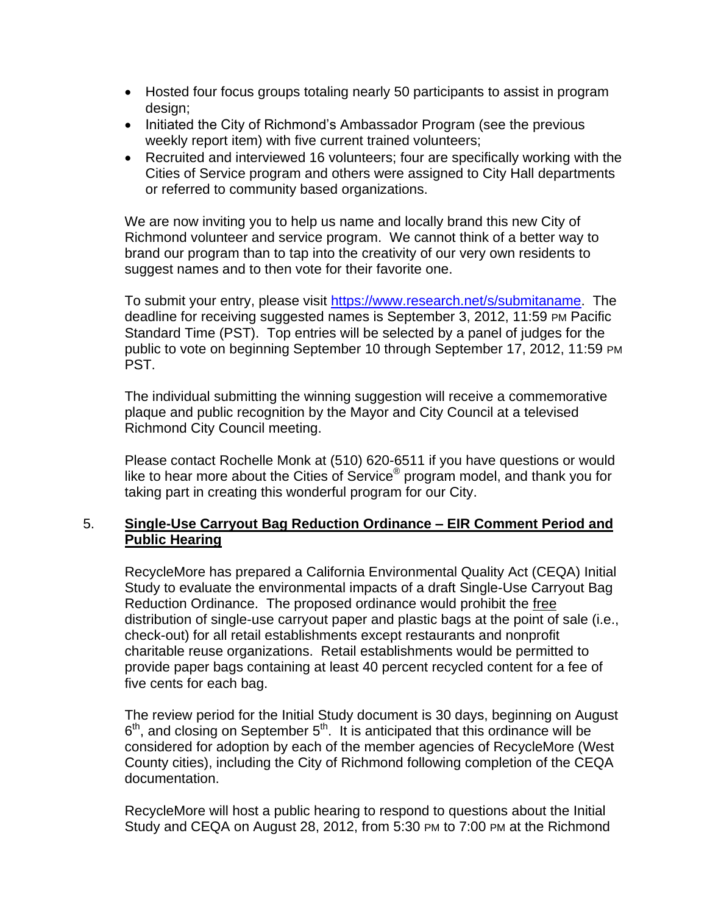- Hosted four focus groups totaling nearly 50 participants to assist in program design;
- Initiated the City of Richmond's Ambassador Program (see the previous weekly report item) with five current trained volunteers;
- Recruited and interviewed 16 volunteers; four are specifically working with the Cities of Service program and others were assigned to City Hall departments or referred to community based organizations.

We are now inviting you to help us name and locally brand this new City of Richmond volunteer and service program. We cannot think of a better way to brand our program than to tap into the creativity of our very own residents to suggest names and to then vote for their favorite one.

To submit your entry, please visit https://www.research.net/s/submitaname. The deadline for receiving suggested names is September 3, 2012, 11:59 PM Pacific Standard Time (PST). Top entries will be selected by a panel of judges for the public to vote on beginning September 10 through September 17, 2012, 11:59 PM PST.

The individual submitting the winning suggestion will receive a commemorative plaque and public recognition by the Mayor and City Council at a televised Richmond City Council meeting.

Please contact Rochelle Monk at (510) 620-6511 if you have questions or would like to hear more about the Cities of Service® program model, and thank you for taking part in creating this wonderful program for our City.

5. **Single-Use Carryout Bag Reduction Ordinance – EIR Comment Period and Public Hearing**

RecycleMore has prepared a California Environmental Quality Act (CEQA) Initial Study to evaluate the environmental impacts of a draft Single-Use Carryout Bag Reduction Ordinance. The proposed ordinance would prohibit the free distribution of single-use carryout paper and plastic bags at the point of sale (i.e., check-out) for all retail establishments except restaurants and nonprofit charitable reuse organizations. Retail establishments would be permitted to provide paper bags containing at least 40 percent recycled content for a fee of five cents for each bag.

The review period for the Initial Study document is 30 days, beginning on August 6th, and closing on September 5th. It is anticipated that this ordinance will be considered for adoption by each of the member agencies of RecycleMore (West County cities), including the City of Richmond following completion of the CEQA documentation.

RecycleMore will host a public hearing to respond to questions about the Initial Study and CEQA on August 28, 2012, from 5:30 PM to 7:00 PM at the Richmond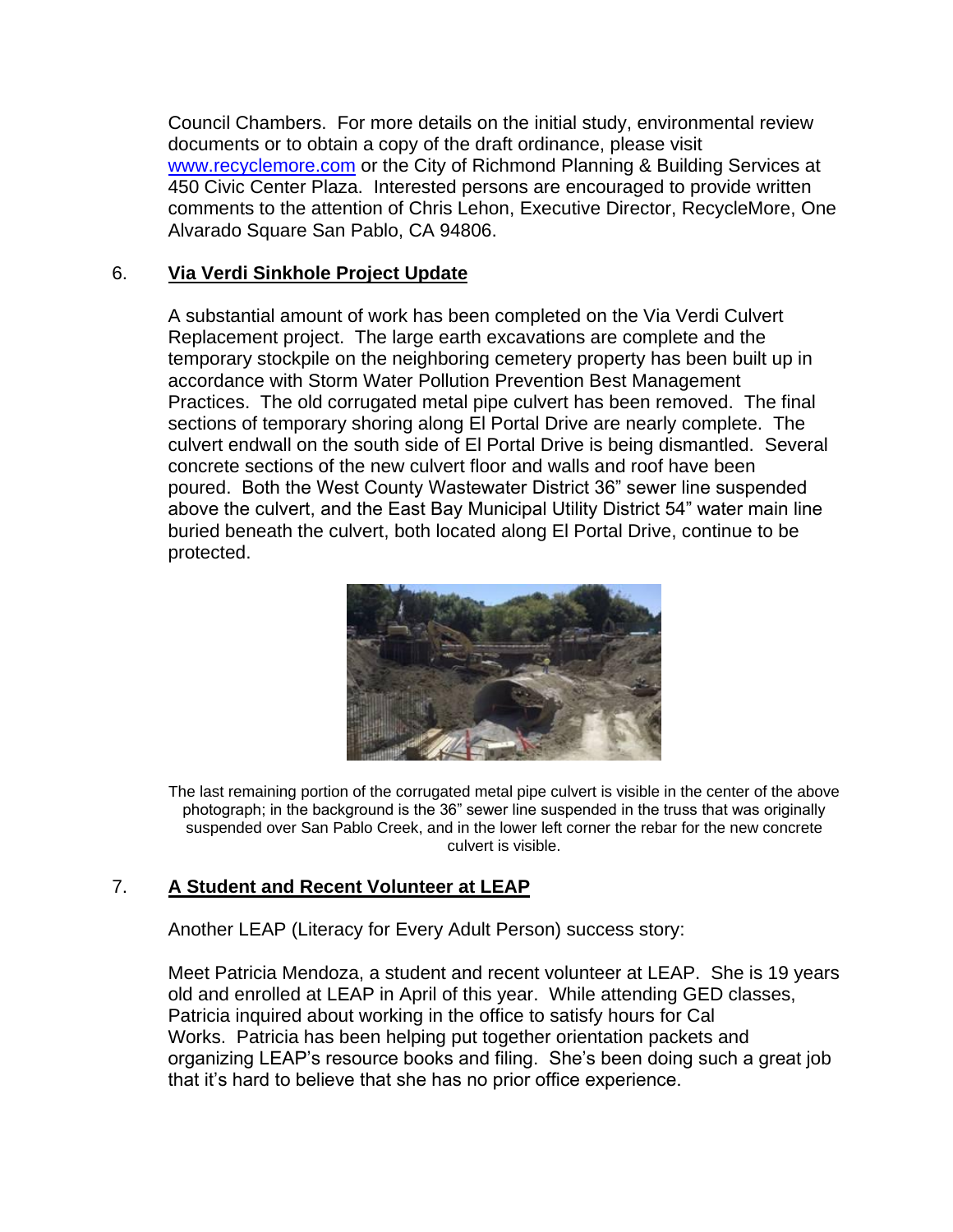Council Chambers. For more details on the initial study, environmental review documents or to obtain a copy of the draft ordinance, please visit www.recyclemore.com or the City of Richmond Planning & Building Services at 450 Civic Center Plaza. Interested persons are encouraged to provide written comments to the attention of Chris Lehon, Executive Director, RecycleMore, One Alvarado Square San Pablo, CA 94806.

## 6. Via Verdi Sinkhole Project Update

A substantial amount of work has been completed on the Via Verdi Culvert Replacement project. The large earth excavations are complete and the temporary stockpile on the neighboring cemetery property has been built up in accordance with Storm Water Pollution Prevention Best Management Practices. The old corrugated metal pipe culvert has been removed. The final sections of temporary shoring along El Portal Drive are nearly complete. The culvert endwall on the south side of El Portal Drive is being dismantled. Several concrete sections of the new culvert floor and walls and roof have been poured. Both the West County Wastewater District 36" sewer line suspended above the culvert, and the East Bay Municipal Utility District 54" water main line buried beneath the culvert, both located along El Portal Drive, continue to be protected.

The last remaining portion of the corrugated metal pipe culvert is visible in the center of the above photograph; in the background is the 36" sewer line suspended in the truss that was originally suspended over San Pablo Creek, and in the lower left corner the rebar for the new concrete culvert is visible.

## 7. A Student and Recent Volunteer at LEAP

Another LEAP (Literacy for Every Adult Person) success story:

Meet Patricia Mendoza, a student and recent volunteer at LEAP. She is 19 years old and enrolled at LEAP in April of this year. While attending GED classes, Patricia inquired about working in the office to satisfy hours for Cal Works. Patricia has been helping put together orientation packets and organizing LEAP's resource books and filing. She's been doing such a great job that it's hard to believe that she has no prior office experience.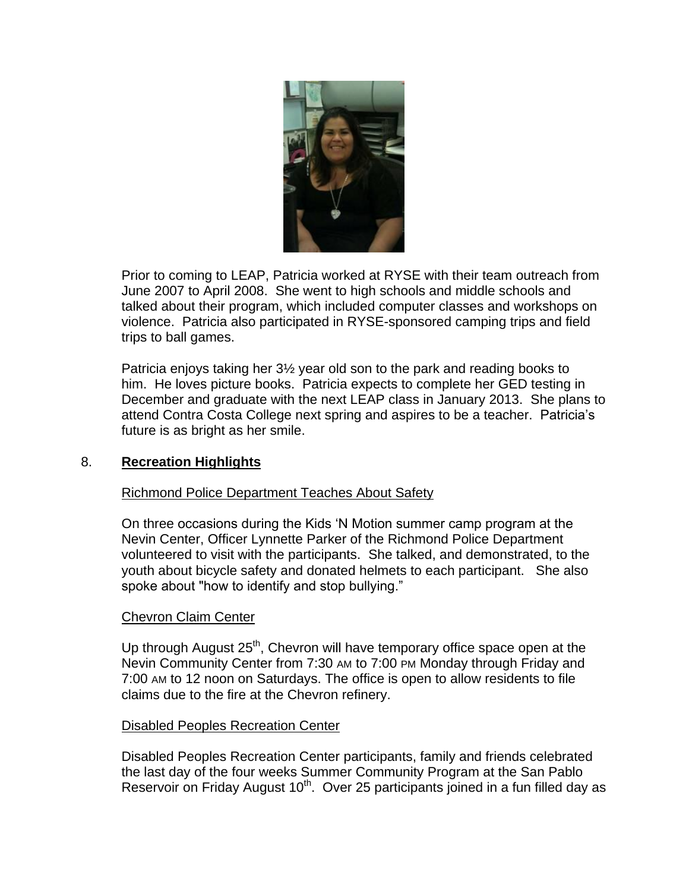Prior to coming to LEAP, Patricia worked at RYSE with their team outreach from June 2007 to April 2008. She went to high schools and middle schools and talked about their program, which included computer classes and workshops on violence. Patricia also participated in RYSE-sponsored camping trips and field trips to ball games.

Patricia enjoys taking her 3½ year old son to the park and reading books to him. He loves picture books. Patricia expects to complete her GED testing in December and graduate with the next LEAP class in January 2013. She plans to attend Contra Costa College next spring and aspires to be a teacher. Patricia's future is as bright as her smile.

8. **Recreation Highlights**

Richmond Police Department Teaches About Safety

On three occasions during the Kids 'N Motion summer camp program at the Nevin Center, Officer Lynnette Parker of the Richmond Police Department volunteered to visit with the participants. She talked, and demonstrated, to the youth about bicycle safety and donated helmets to each participant. She also spoke about "how to identify and stop bullying."

Chevron Claim Center

Up through August 25th, Chevron will have temporary office space open at the Nevin Community Center from 7:30 AM to 7:00 PM Monday through Friday and 7:00 AM to 12 noon on Saturdays. The office is open to allow residents to file claims due to the fire at the Chevron refinery.

Disabled Peoples Recreation Center

Disabled Peoples Recreation Center participants, family and friends celebrated the last day of the four weeks Summer Community Program at the San Pablo Reservoir on Friday August 10th. Over 25 participants joined in a fun filled day as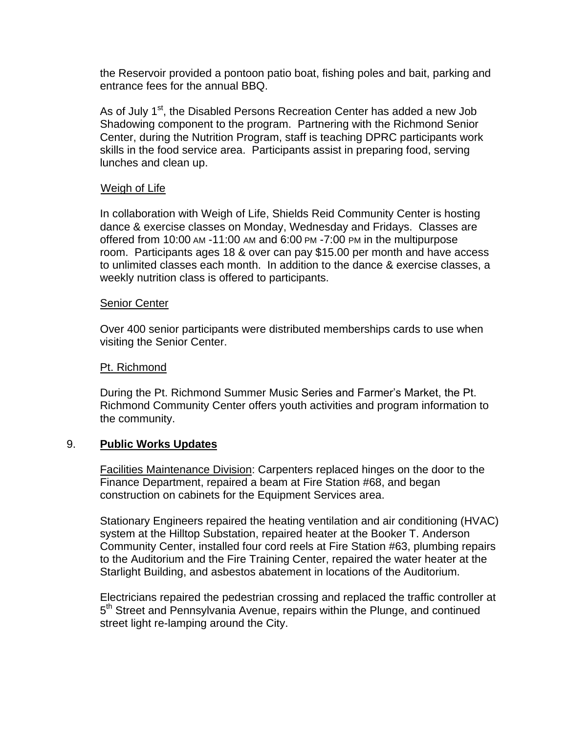the Reservoir provided a pontoon patio boat, fishing poles and bait, parking and entrance fees for the annual BBQ.

As of July 1st, the Disabled Persons Recreation Center has added a new Job Shadowing component to the program. Partnering with the Richmond Senior Center, during the Nutrition Program, staff is teaching DPRC participants work skills in the food service area. Participants assist in preparing food, serving lunches and clean up.

Weigh of Life

In collaboration with Weigh of Life, Shields Reid Community Center is hosting dance & exercise classes on Monday, Wednesday and Fridays. Classes are offered from 10:00 AM -11:00 AM and 6:00 PM -7:00 PM in the multipurpose room. Participants ages 18 & over can pay $15.00 per month and have access to unlimited classes each month. In addition to the dance & exercise classes, a weekly nutrition class is offered to participants.

Senior Center

Over 400 senior participants were distributed memberships cards to use when visiting the Senior Center.

Pt. Richmond

During the Pt. Richmond Summer Music Series and Farmer's Market, the Pt. Richmond Community Center offers youth activities and program information to the community.

9. **Public Works Updates**

Facilities Maintenance Division: Carpenters replaced hinges on the door to the Finance Department, repaired a beam at Fire Station #68, and began construction on cabinets for the Equipment Services area.

Stationary Engineers repaired the heating ventilation and air conditioning (HVAC) system at the Hilltop Substation, repaired heater at the Booker T. Anderson Community Center, installed four cord reels at Fire Station #63, plumbing repairs to the Auditorium and the Fire Training Center, repaired the water heater at the Starlight Building, and asbestos abatement in locations of the Auditorium.

Electricians repaired the pedestrian crossing and replaced the traffic controller at 5th Street and Pennsylvania Avenue, repairs within the Plunge, and continued street light re-lamping around the City.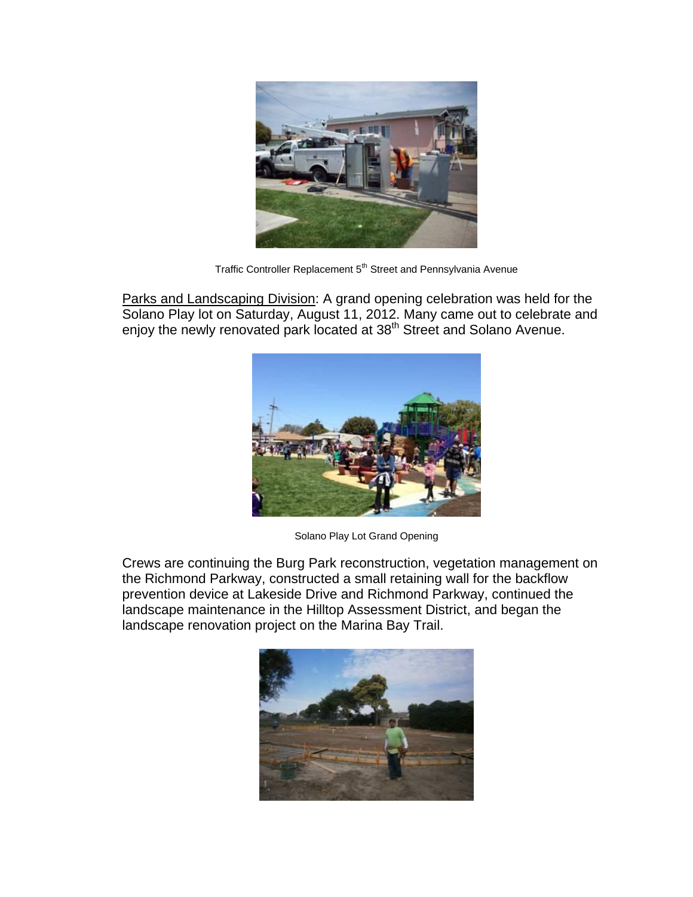Traffic Controller Replacement 5th Street and Pennsylvania Avenue

<u>Parks and Landscaping Division</u>: A grand opening celebration was held for the Solano Play lot on Saturday, August 11, 2012. Many came out to celebrate and enjoy the newly renovated park located at 38th Street and Solano Avenue.

Solano Play Lot Grand Opening

Crews are continuing the Burg Park reconstruction, vegetation management on the Richmond Parkway, constructed a small retaining wall for the backflow prevention device at Lakeside Drive and Richmond Parkway, continued the landscape maintenance in the Hilltop Assessment District, and began the landscape renovation project on the Marina Bay Trail.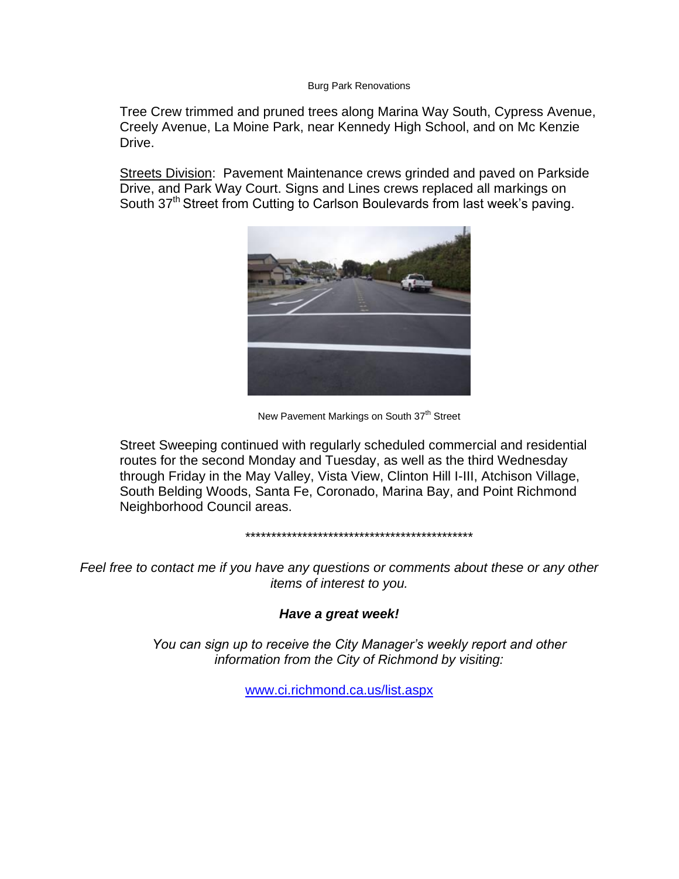Burg Park Renovations

Tree Crew trimmed and pruned trees along Marina Way South, Cypress Avenue, Creely Avenue, La Moine Park, near Kennedy High School, and on Mc Kenzie Drive.

Streets Division: Pavement Maintenance crews grinded and paved on Parkside Drive, and Park Way Court. Signs and Lines crews replaced all markings on South 37th Street from Cutting to Carlson Boulevards from last week's paving.

New Pavement Markings on South 37th Street

Street Sweeping continued with regularly scheduled commercial and residential routes for the second Monday and Tuesday, as well as the third Wednesday through Friday in the May Valley, Vista View, Clinton Hill I-III, Atchison Village, South Belding Woods, Santa Fe, Coronado, Marina Bay, and Point Richmond Neighborhood Council areas.

**********************************************

*Feel free to contact me if you have any questions or comments about these or any other items of interest to you.*

***Have a great week!***

*You can sign up to receive the City Manager's weekly report and other information from the City of Richmond by visiting:*

www.ci.richmond.ca.us/list.aspx